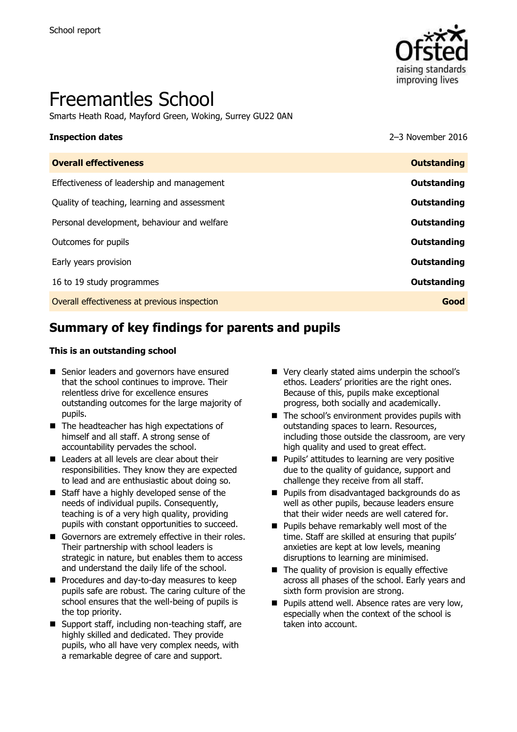# Freemantles School

Smarts Heath Road, Mayford Green, Woking, Surrey GU22 0AN

| **Inspection dates** | 2–3 November 2016 |
| --- | --- |
| **Overall effectiveness** | **Outstanding** |
| Effectiveness of leadership and management | **Outstanding** |
| Quality of teaching, learning and assessment | **Outstanding** |
| Personal development, behaviour and welfare | **Outstanding** |
| Outcomes for pupils | **Outstanding** |
| Early years provision | **Outstanding** |
| 16 to 19 study programmes | **Outstanding** |
| Overall effectiveness at previous inspection | **Good** |

## Summary of key findings for parents and pupils

**This is an outstanding school**

- Senior leaders and governors have ensured that the school continues to improve. Their relentless drive for excellence ensures outstanding outcomes for the large majority of pupils.
- The headteacher has high expectations of himself and all staff. A strong sense of accountability pervades the school.
- Leaders at all levels are clear about their responsibilities. They know they are expected to lead and are enthusiastic about doing so.
- Staff have a highly developed sense of the needs of individual pupils. Consequently, teaching is of a very high quality, providing pupils with constant opportunities to succeed.
- Governors are extremely effective in their roles. Their partnership with school leaders is strategic in nature, but enables them to access and understand the daily life of the school.
- Procedures and day-to-day measures to keep pupils safe are robust. The caring culture of the school ensures that the well-being of pupils is the top priority.
- Support staff, including non-teaching staff, are highly skilled and dedicated. They provide pupils, who all have very complex needs, with a remarkable degree of care and support.
- Very clearly stated aims underpin the school's ethos. Leaders' priorities are the right ones. Because of this, pupils make exceptional progress, both socially and academically.
- The school's environment provides pupils with outstanding spaces to learn. Resources, including those outside the classroom, are very high quality and used to great effect.
- Pupils' attitudes to learning are very positive due to the quality of guidance, support and challenge they receive from all staff.
- Pupils from disadvantaged backgrounds do as well as other pupils, because leaders ensure that their wider needs are well catered for.
- Pupils behave remarkably well most of the time. Staff are skilled at ensuring that pupils' anxieties are kept at low levels, meaning disruptions to learning are minimised.
- The quality of provision is equally effective across all phases of the school. Early years and sixth form provision are strong.
- Pupils attend well. Absence rates are very low, especially when the context of the school is taken into account.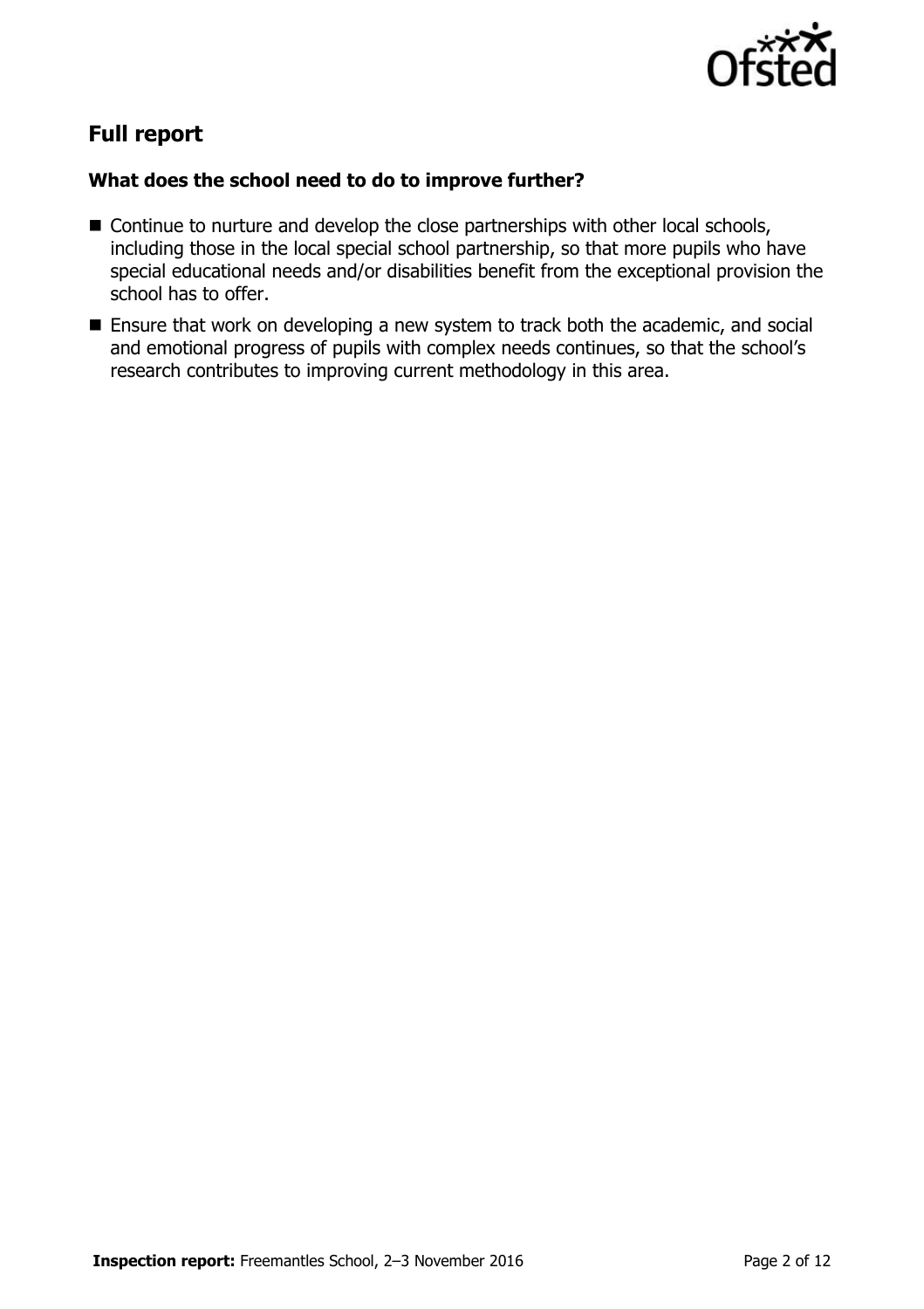## Full report

### What does the school need to do to improve further?

- Continue to nurture and develop the close partnerships with other local schools, including those in the local special school partnership, so that more pupils who have special educational needs and/or disabilities benefit from the exceptional provision the school has to offer.
- Ensure that work on developing a new system to track both the academic, and social and emotional progress of pupils with complex needs continues, so that the school's research contributes to improving current methodology in this area.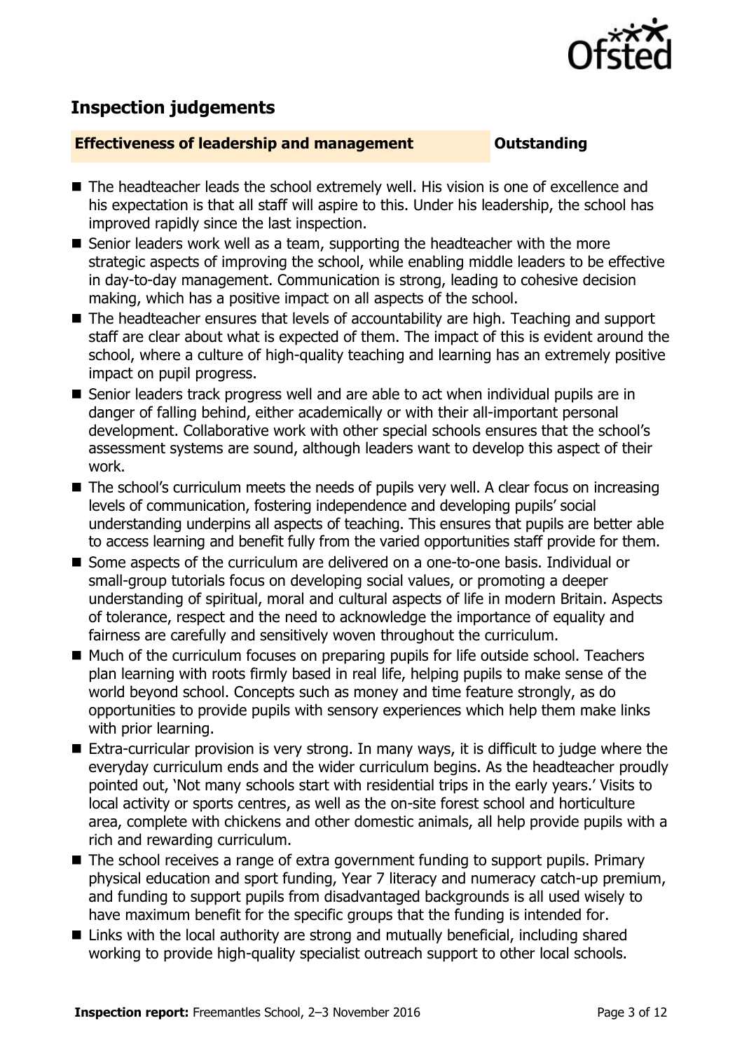## Inspection judgements

**Effectiveness of leadership and management** **Outstanding**

- The headteacher leads the school extremely well. His vision is one of excellence and his expectation is that all staff will aspire to this. Under his leadership, the school has improved rapidly since the last inspection.
- Senior leaders work well as a team, supporting the headteacher with the more strategic aspects of improving the school, while enabling middle leaders to be effective in day-to-day management. Communication is strong, leading to cohesive decision making, which has a positive impact on all aspects of the school.
- The headteacher ensures that levels of accountability are high. Teaching and support staff are clear about what is expected of them. The impact of this is evident around the school, where a culture of high-quality teaching and learning has an extremely positive impact on pupil progress.
- Senior leaders track progress well and are able to act when individual pupils are in danger of falling behind, either academically or with their all-important personal development. Collaborative work with other special schools ensures that the school's assessment systems are sound, although leaders want to develop this aspect of their work.
- The school's curriculum meets the needs of pupils very well. A clear focus on increasing levels of communication, fostering independence and developing pupils' social understanding underpins all aspects of teaching. This ensures that pupils are better able to access learning and benefit fully from the varied opportunities staff provide for them.
- Some aspects of the curriculum are delivered on a one-to-one basis. Individual or small-group tutorials focus on developing social values, or promoting a deeper understanding of spiritual, moral and cultural aspects of life in modern Britain. Aspects of tolerance, respect and the need to acknowledge the importance of equality and fairness are carefully and sensitively woven throughout the curriculum.
- Much of the curriculum focuses on preparing pupils for life outside school. Teachers plan learning with roots firmly based in real life, helping pupils to make sense of the world beyond school. Concepts such as money and time feature strongly, as do opportunities to provide pupils with sensory experiences which help them make links with prior learning.
- Extra-curricular provision is very strong. In many ways, it is difficult to judge where the everyday curriculum ends and the wider curriculum begins. As the headteacher proudly pointed out, 'Not many schools start with residential trips in the early years.' Visits to local activity or sports centres, as well as the on-site forest school and horticulture area, complete with chickens and other domestic animals, all help provide pupils with a rich and rewarding curriculum.
- The school receives a range of extra government funding to support pupils. Primary physical education and sport funding, Year 7 literacy and numeracy catch-up premium, and funding to support pupils from disadvantaged backgrounds is all used wisely to have maximum benefit for the specific groups that the funding is intended for.
- Links with the local authority are strong and mutually beneficial, including shared working to provide high-quality specialist outreach support to other local schools.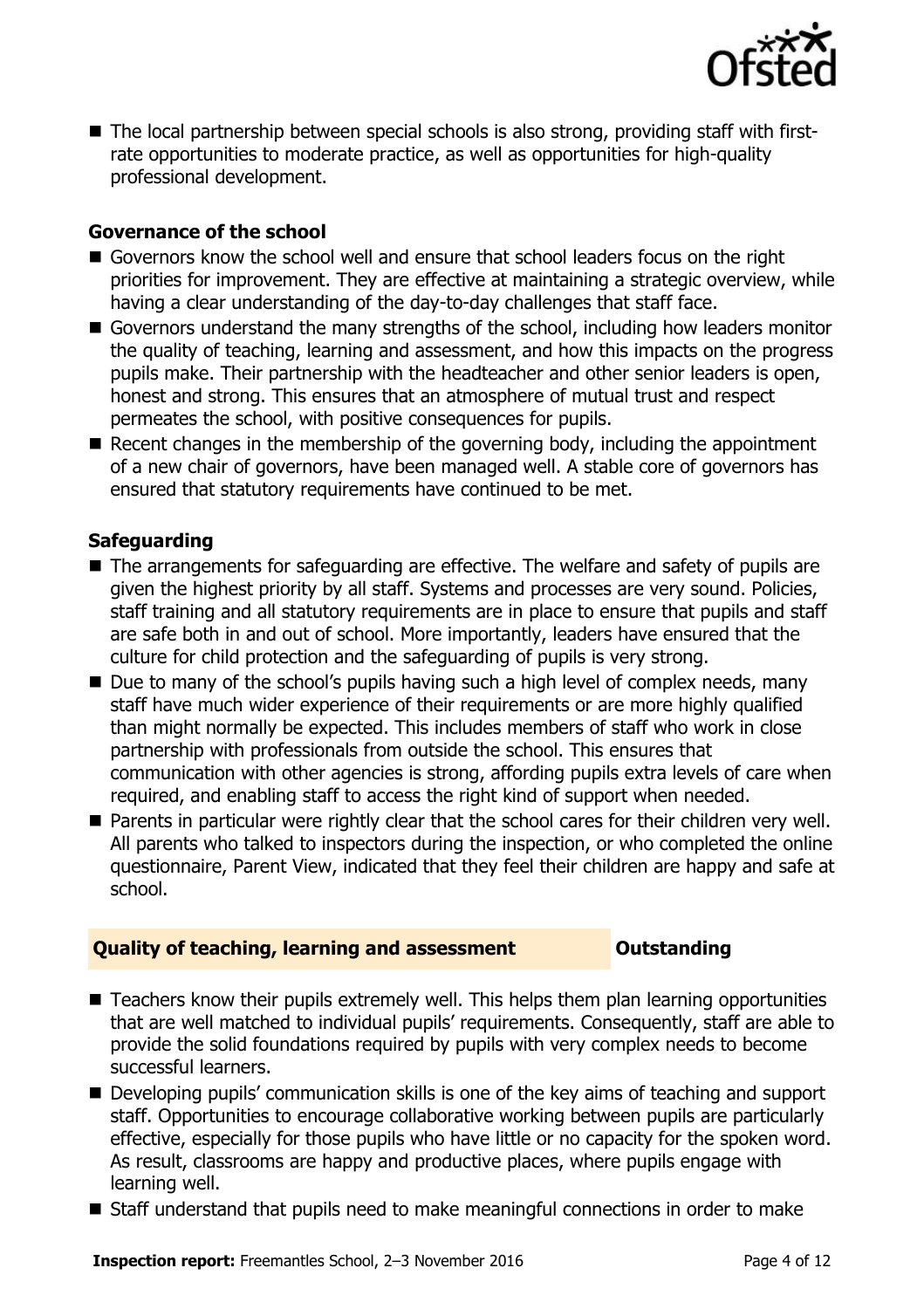- The local partnership between special schools is also strong, providing staff with first-rate opportunities to moderate practice, as well as opportunities for high-quality professional development.

### Governance of the school

- Governors know the school well and ensure that school leaders focus on the right priorities for improvement. They are effective at maintaining a strategic overview, while having a clear understanding of the day-to-day challenges that staff face.
- Governors understand the many strengths of the school, including how leaders monitor the quality of teaching, learning and assessment, and how this impacts on the progress pupils make. Their partnership with the headteacher and other senior leaders is open, honest and strong. This ensures that an atmosphere of mutual trust and respect permeates the school, with positive consequences for pupils.
- Recent changes in the membership of the governing body, including the appointment of a new chair of governors, have been managed well. A stable core of governors has ensured that statutory requirements have continued to be met.

### Safeguarding

- The arrangements for safeguarding are effective. The welfare and safety of pupils are given the highest priority by all staff. Systems and processes are very sound. Policies, staff training and all statutory requirements are in place to ensure that pupils and staff are safe both in and out of school. More importantly, leaders have ensured that the culture for child protection and the safeguarding of pupils is very strong.
- Due to many of the school's pupils having such a high level of complex needs, many staff have much wider experience of their requirements or are more highly qualified than might normally be expected. This includes members of staff who work in close partnership with professionals from outside the school. This ensures that communication with other agencies is strong, affording pupils extra levels of care when required, and enabling staff to access the right kind of support when needed.
- Parents in particular were rightly clear that the school cares for their children very well. All parents who talked to inspectors during the inspection, or who completed the online questionnaire, Parent View, indicated that they feel their children are happy and safe at school.

## Quality of teaching, learning and assessment — Outstanding

- Teachers know their pupils extremely well. This helps them plan learning opportunities that are well matched to individual pupils' requirements. Consequently, staff are able to provide the solid foundations required by pupils with very complex needs to become successful learners.
- Developing pupils' communication skills is one of the key aims of teaching and support staff. Opportunities to encourage collaborative working between pupils are particularly effective, especially for those pupils who have little or no capacity for the spoken word. As result, classrooms are happy and productive places, where pupils engage with learning well.
- Staff understand that pupils need to make meaningful connections in order to make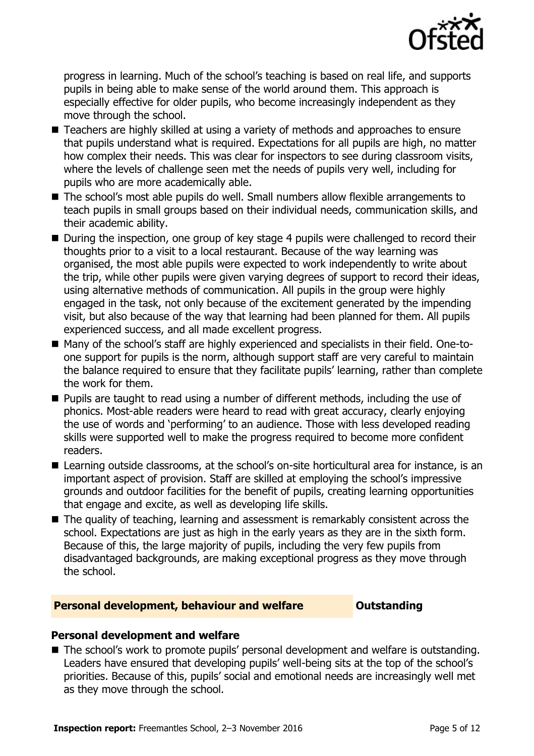progress in learning. Much of the school's teaching is based on real life, and supports pupils in being able to make sense of the world around them. This approach is especially effective for older pupils, who become increasingly independent as they move through the school.

- Teachers are highly skilled at using a variety of methods and approaches to ensure that pupils understand what is required. Expectations for all pupils are high, no matter how complex their needs. This was clear for inspectors to see during classroom visits, where the levels of challenge seen met the needs of pupils very well, including for pupils who are more academically able.
- The school's most able pupils do well. Small numbers allow flexible arrangements to teach pupils in small groups based on their individual needs, communication skills, and their academic ability.
- During the inspection, one group of key stage 4 pupils were challenged to record their thoughts prior to a visit to a local restaurant. Because of the way learning was organised, the most able pupils were expected to work independently to write about the trip, while other pupils were given varying degrees of support to record their ideas, using alternative methods of communication. All pupils in the group were highly engaged in the task, not only because of the excitement generated by the impending visit, but also because of the way that learning had been planned for them. All pupils experienced success, and all made excellent progress.
- Many of the school's staff are highly experienced and specialists in their field. One-to-one support for pupils is the norm, although support staff are very careful to maintain the balance required to ensure that they facilitate pupils' learning, rather than complete the work for them.
- Pupils are taught to read using a number of different methods, including the use of phonics. Most-able readers were heard to read with great accuracy, clearly enjoying the use of words and 'performing' to an audience. Those with less developed reading skills were supported well to make the progress required to become more confident readers.
- Learning outside classrooms, at the school's on-site horticultural area for instance, is an important aspect of provision. Staff are skilled at employing the school's impressive grounds and outdoor facilities for the benefit of pupils, creating learning opportunities that engage and excite, as well as developing life skills.
- The quality of teaching, learning and assessment is remarkably consistent across the school. Expectations are just as high in the early years as they are in the sixth form. Because of this, the large majority of pupils, including the very few pupils from disadvantaged backgrounds, are making exceptional progress as they move through the school.

## Personal development, behaviour and welfare — Outstanding

### Personal development and welfare

- The school's work to promote pupils' personal development and welfare is outstanding. Leaders have ensured that developing pupils' well-being sits at the top of the school's priorities. Because of this, pupils' social and emotional needs are increasingly well met as they move through the school.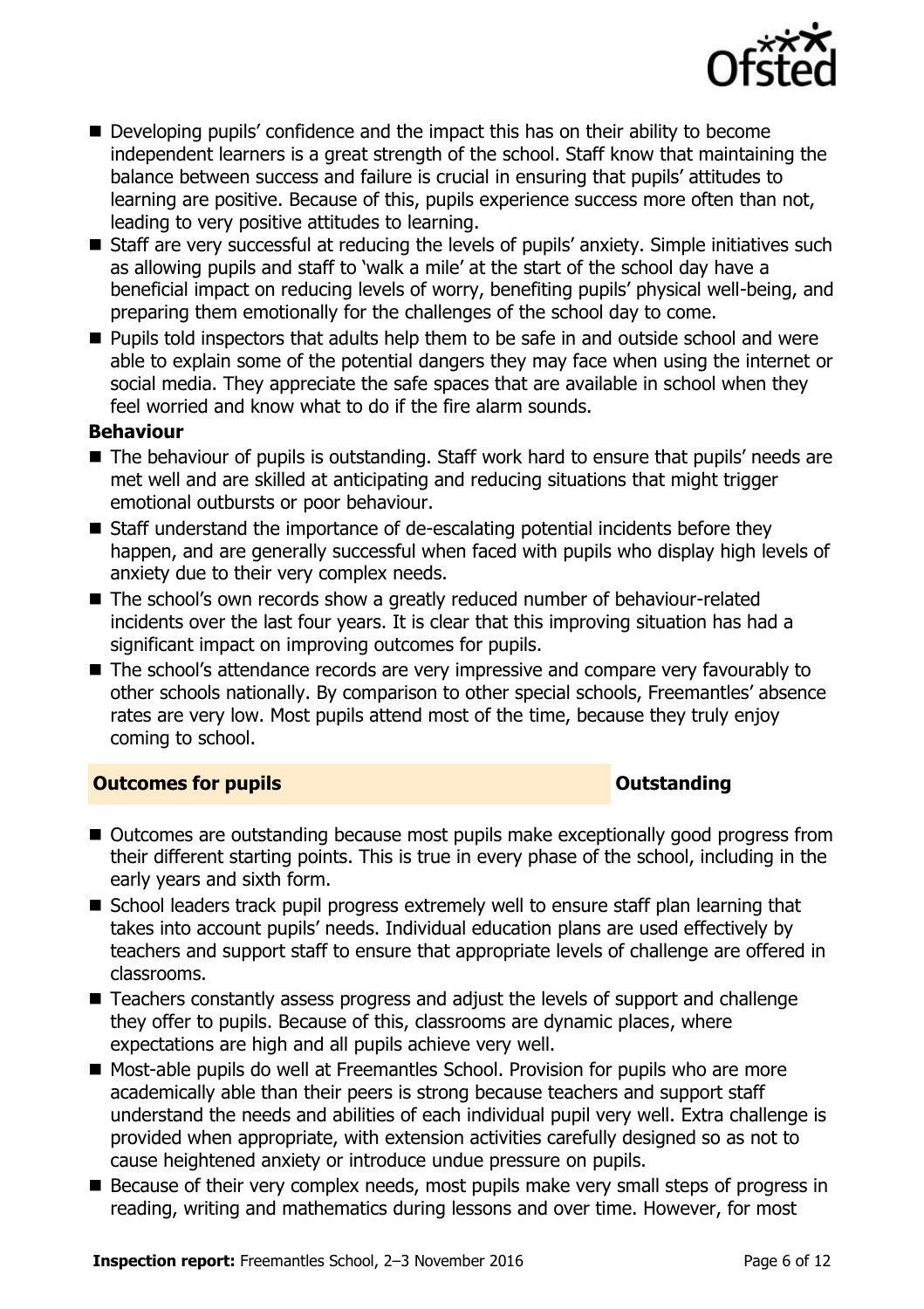- Developing pupils' confidence and the impact this has on their ability to become independent learners is a great strength of the school. Staff know that maintaining the balance between success and failure is crucial in ensuring that pupils' attitudes to learning are positive. Because of this, pupils experience success more often than not, leading to very positive attitudes to learning.
- Staff are very successful at reducing the levels of pupils' anxiety. Simple initiatives such as allowing pupils and staff to 'walk a mile' at the start of the school day have a beneficial impact on reducing levels of worry, benefiting pupils' physical well-being, and preparing them emotionally for the challenges of the school day to come.
- Pupils told inspectors that adults help them to be safe in and outside school and were able to explain some of the potential dangers they may face when using the internet or social media. They appreciate the safe spaces that are available in school when they feel worried and know what to do if the fire alarm sounds.

**Behaviour**

- The behaviour of pupils is outstanding. Staff work hard to ensure that pupils' needs are met well and are skilled at anticipating and reducing situations that might trigger emotional outbursts or poor behaviour.
- Staff understand the importance of de-escalating potential incidents before they happen, and are generally successful when faced with pupils who display high levels of anxiety due to their very complex needs.
- The school's own records show a greatly reduced number of behaviour-related incidents over the last four years. It is clear that this improving situation has had a significant impact on improving outcomes for pupils.
- The school's attendance records are very impressive and compare very favourably to other schools nationally. By comparison to other special schools, Freemantles' absence rates are very low. Most pupils attend most of the time, because they truly enjoy coming to school.

## Outcomes for pupils — Outstanding

- Outcomes are outstanding because most pupils make exceptionally good progress from their different starting points. This is true in every phase of the school, including in the early years and sixth form.
- School leaders track pupil progress extremely well to ensure staff plan learning that takes into account pupils' needs. Individual education plans are used effectively by teachers and support staff to ensure that appropriate levels of challenge are offered in classrooms.
- Teachers constantly assess progress and adjust the levels of support and challenge they offer to pupils. Because of this, classrooms are dynamic places, where expectations are high and all pupils achieve very well.
- Most-able pupils do well at Freemantles School. Provision for pupils who are more academically able than their peers is strong because teachers and support staff understand the needs and abilities of each individual pupil very well. Extra challenge is provided when appropriate, with extension activities carefully designed so as not to cause heightened anxiety or introduce undue pressure on pupils.
- Because of their very complex needs, most pupils make very small steps of progress in reading, writing and mathematics during lessons and over time. However, for most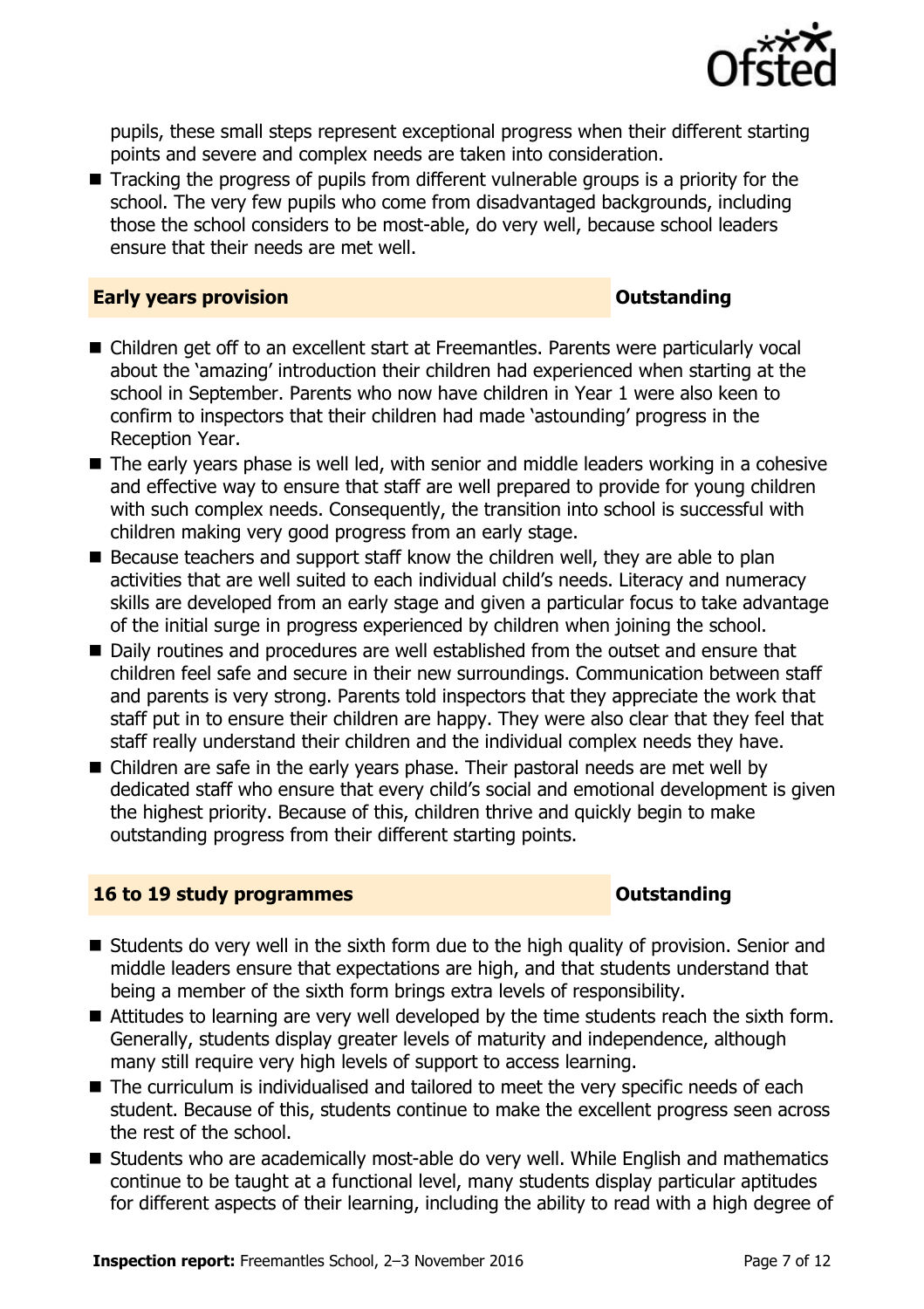pupils, these small steps represent exceptional progress when their different starting points and severe and complex needs are taken into consideration.

- Tracking the progress of pupils from different vulnerable groups is a priority for the school. The very few pupils who come from disadvantaged backgrounds, including those the school considers to be most-able, do very well, because school leaders ensure that their needs are met well.

## Early years provision — Outstanding

- Children get off to an excellent start at Freemantles. Parents were particularly vocal about the 'amazing' introduction their children had experienced when starting at the school in September. Parents who now have children in Year 1 were also keen to confirm to inspectors that their children had made 'astounding' progress in the Reception Year.
- The early years phase is well led, with senior and middle leaders working in a cohesive and effective way to ensure that staff are well prepared to provide for young children with such complex needs. Consequently, the transition into school is successful with children making very good progress from an early stage.
- Because teachers and support staff know the children well, they are able to plan activities that are well suited to each individual child's needs. Literacy and numeracy skills are developed from an early stage and given a particular focus to take advantage of the initial surge in progress experienced by children when joining the school.
- Daily routines and procedures are well established from the outset and ensure that children feel safe and secure in their new surroundings. Communication between staff and parents is very strong. Parents told inspectors that they appreciate the work that staff put in to ensure their children are happy. They were also clear that they feel that staff really understand their children and the individual complex needs they have.
- Children are safe in the early years phase. Their pastoral needs are met well by dedicated staff who ensure that every child's social and emotional development is given the highest priority. Because of this, children thrive and quickly begin to make outstanding progress from their different starting points.

## 16 to 19 study programmes — Outstanding

- Students do very well in the sixth form due to the high quality of provision. Senior and middle leaders ensure that expectations are high, and that students understand that being a member of the sixth form brings extra levels of responsibility.
- Attitudes to learning are very well developed by the time students reach the sixth form. Generally, students display greater levels of maturity and independence, although many still require very high levels of support to access learning.
- The curriculum is individualised and tailored to meet the very specific needs of each student. Because of this, students continue to make the excellent progress seen across the rest of the school.
- Students who are academically most-able do very well. While English and mathematics continue to be taught at a functional level, many students display particular aptitudes for different aspects of their learning, including the ability to read with a high degree of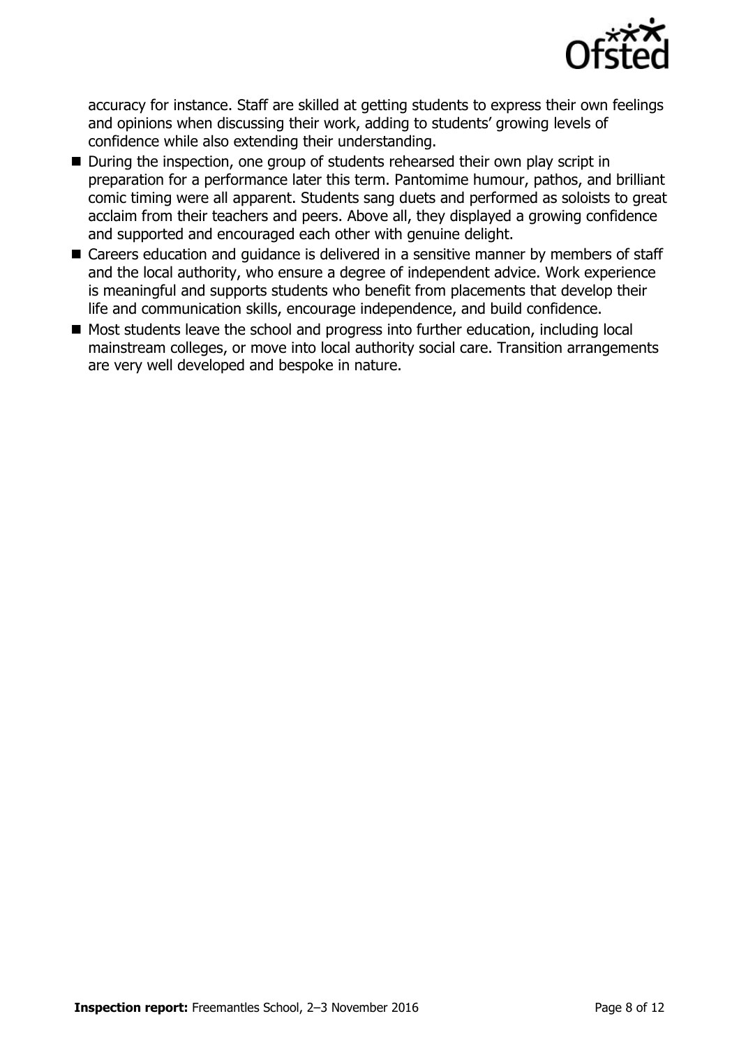accuracy for instance. Staff are skilled at getting students to express their own feelings and opinions when discussing their work, adding to students' growing levels of confidence while also extending their understanding.

- During the inspection, one group of students rehearsed their own play script in preparation for a performance later this term. Pantomime humour, pathos, and brilliant comic timing were all apparent. Students sang duets and performed as soloists to great acclaim from their teachers and peers. Above all, they displayed a growing confidence and supported and encouraged each other with genuine delight.
- Careers education and guidance is delivered in a sensitive manner by members of staff and the local authority, who ensure a degree of independent advice. Work experience is meaningful and supports students who benefit from placements that develop their life and communication skills, encourage independence, and build confidence.
- Most students leave the school and progress into further education, including local mainstream colleges, or move into local authority social care. Transition arrangements are very well developed and bespoke in nature.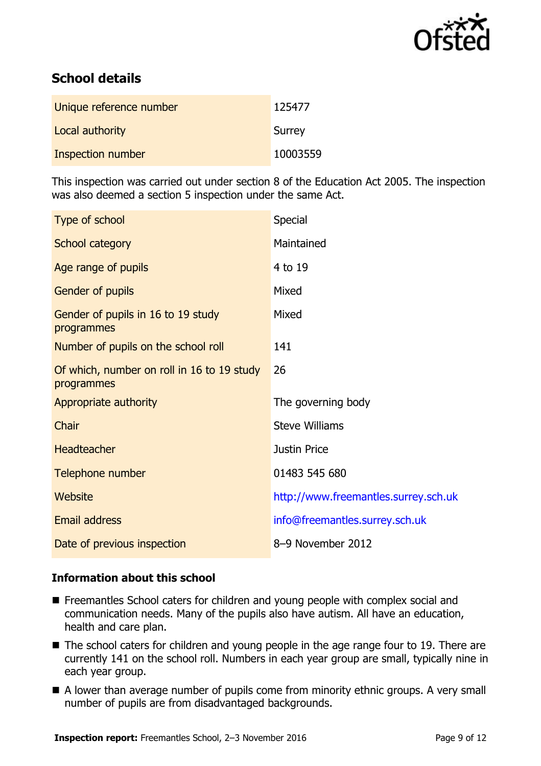## School details

| | |
|---|---|
| Unique reference number | 125477 |
| Local authority | Surrey |
| Inspection number | 10003559 |

This inspection was carried out under section 8 of the Education Act 2005. The inspection was also deemed a section 5 inspection under the same Act.

| | |
|---|---|
| Type of school | Special |
| School category | Maintained |
| Age range of pupils | 4 to 19 |
| Gender of pupils | Mixed |
| Gender of pupils in 16 to 19 study programmes | Mixed |
| Number of pupils on the school roll | 141 |
| Of which, number on roll in 16 to 19 study programmes | 26 |
| Appropriate authority | The governing body |
| Chair | Steve Williams |
| Headteacher | Justin Price |
| Telephone number | 01483 545 680 |
| Website | http://www.freemantles.surrey.sch.uk |
| Email address | info@freemantles.surrey.sch.uk |
| Date of previous inspection | 8–9 November 2012 |

### Information about this school

- Freemantles School caters for children and young people with complex social and communication needs. Many of the pupils also have autism. All have an education, health and care plan.
- The school caters for children and young people in the age range four to 19. There are currently 141 on the school roll. Numbers in each year group are small, typically nine in each year group.
- A lower than average number of pupils come from minority ethnic groups. A very small number of pupils are from disadvantaged backgrounds.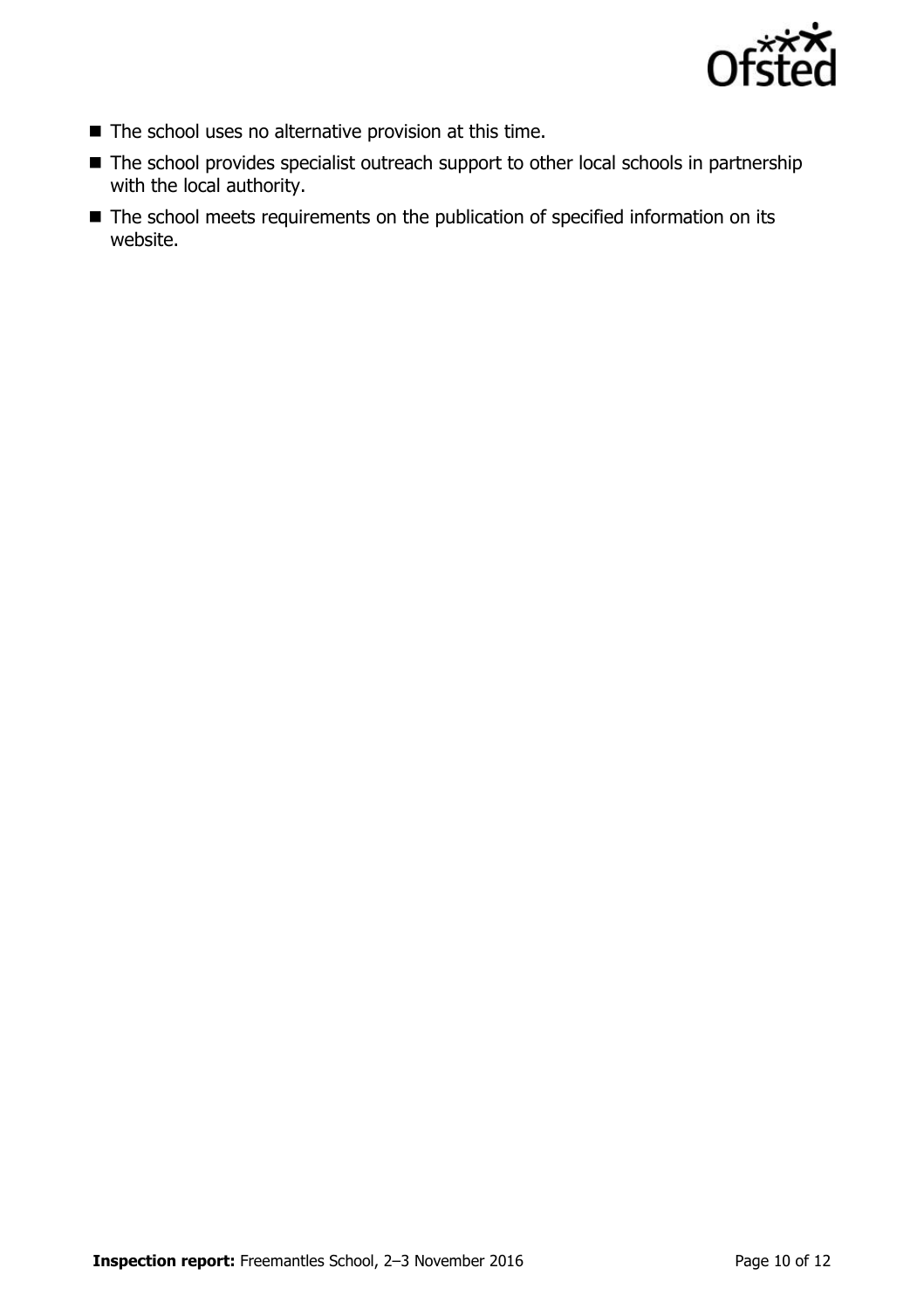- The school uses no alternative provision at this time.
- The school provides specialist outreach support to other local schools in partnership with the local authority.
- The school meets requirements on the publication of specified information on its website.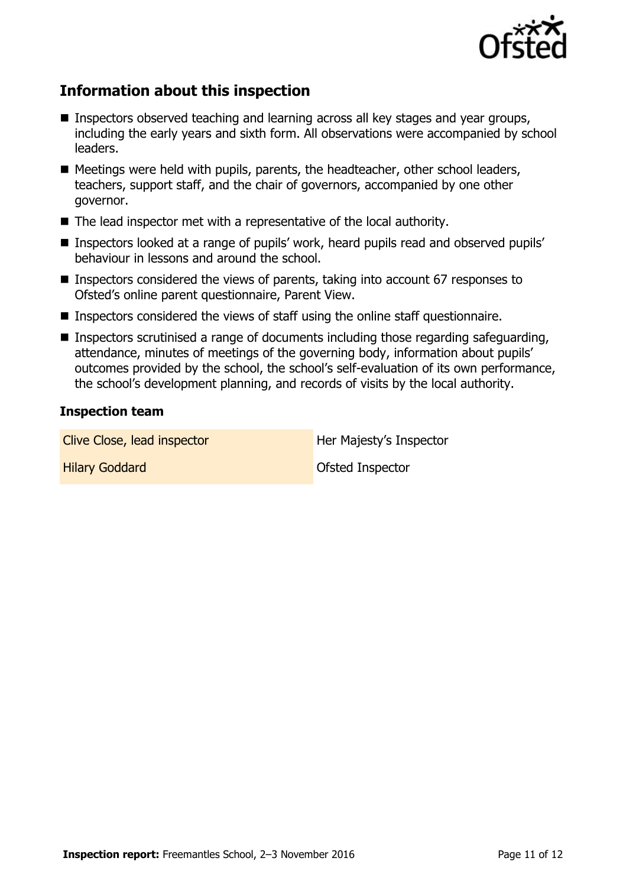## Information about this inspection

- Inspectors observed teaching and learning across all key stages and year groups, including the early years and sixth form. All observations were accompanied by school leaders.
- Meetings were held with pupils, parents, the headteacher, other school leaders, teachers, support staff, and the chair of governors, accompanied by one other governor.
- The lead inspector met with a representative of the local authority.
- Inspectors looked at a range of pupils' work, heard pupils read and observed pupils' behaviour in lessons and around the school.
- Inspectors considered the views of parents, taking into account 67 responses to Ofsted's online parent questionnaire, Parent View.
- Inspectors considered the views of staff using the online staff questionnaire.
- Inspectors scrutinised a range of documents including those regarding safeguarding, attendance, minutes of meetings of the governing body, information about pupils' outcomes provided by the school, the school's self-evaluation of its own performance, the school's development planning, and records of visits by the local authority.

### Inspection team

| | |
|---|---|
| Clive Close, lead inspector | Her Majesty's Inspector |
| Hilary Goddard | Ofsted Inspector |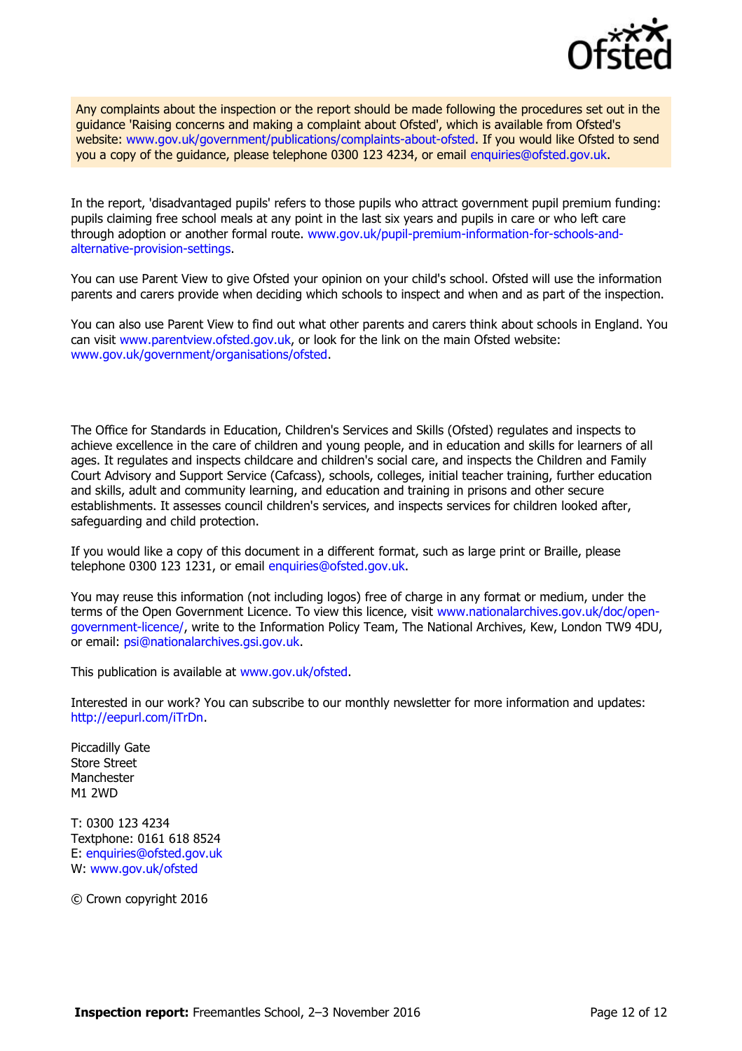Any complaints about the inspection or the report should be made following the procedures set out in the guidance 'Raising concerns and making a complaint about Ofsted', which is available from Ofsted's website: www.gov.uk/government/publications/complaints-about-ofsted. If you would like Ofsted to send you a copy of the guidance, please telephone 0300 123 4234, or email enquiries@ofsted.gov.uk.

In the report, 'disadvantaged pupils' refers to those pupils who attract government pupil premium funding: pupils claiming free school meals at any point in the last six years and pupils in care or who left care through adoption or another formal route. www.gov.uk/pupil-premium-information-for-schools-and-alternative-provision-settings.

You can use Parent View to give Ofsted your opinion on your child's school. Ofsted will use the information parents and carers provide when deciding which schools to inspect and when and as part of the inspection.

You can also use Parent View to find out what other parents and carers think about schools in England. You can visit www.parentview.ofsted.gov.uk, or look for the link on the main Ofsted website: www.gov.uk/government/organisations/ofsted.

The Office for Standards in Education, Children's Services and Skills (Ofsted) regulates and inspects to achieve excellence in the care of children and young people, and in education and skills for learners of all ages. It regulates and inspects childcare and children's social care, and inspects the Children and Family Court Advisory and Support Service (Cafcass), schools, colleges, initial teacher training, further education and skills, adult and community learning, and education and training in prisons and other secure establishments. It assesses council children's services, and inspects services for children looked after, safeguarding and child protection.

If you would like a copy of this document in a different format, such as large print or Braille, please telephone 0300 123 1231, or email enquiries@ofsted.gov.uk.

You may reuse this information (not including logos) free of charge in any format or medium, under the terms of the Open Government Licence. To view this licence, visit www.nationalarchives.gov.uk/doc/open-government-licence/, write to the Information Policy Team, The National Archives, Kew, London TW9 4DU, or email: psi@nationalarchives.gsi.gov.uk.

This publication is available at www.gov.uk/ofsted.

Interested in our work? You can subscribe to our monthly newsletter for more information and updates: http://eepurl.com/iTrDn.

Piccadilly Gate
Store Street
Manchester
M1 2WD

T: 0300 123 4234
Textphone: 0161 618 8524
E: enquiries@ofsted.gov.uk
W: www.gov.uk/ofsted

© Crown copyright 2016